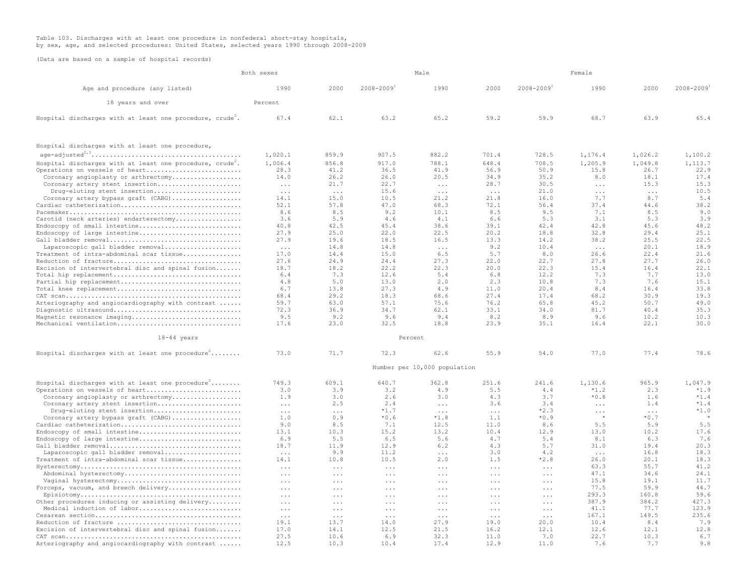Table 103. Discharges with at least one procedure in nonfederal short-stay hospitals, by sex, age, and selected procedures: United States, selected years 1990 through 2008-2009

(Data are based on a sample of hospital records)

| | Both sexes | | | Male | | | Female | | |
|---|---|---|---|---|---|---|---|---|---|
| Age and procedure (any listed) | 1990 | 2000 | 2008-2009[1] | 1990 | 2000 | 2008-2009[1] | 1990 | 2000 | 2008-2009[1] |
| **18 years and over** | Percent | | | | | | | | |
| Hospital discharges with at least one procedure, crude[2] | 67.4 | 62.1 | 63.2 | 65.2 | 59.2 | 59.9 | 68.7 | 63.9 | 65.4 |
| Hospital discharges with at least one procedure, age-adjusted[2,3] | 1,020.1 | 859.9 | 907.5 | 882.2 | 701.4 | 728.5 | 1,176.4 | 1,026.2 | 1,100.2 |
| Hospital discharges with at least one procedure, crude[2] | 1,006.4 | 856.8 | 917.0 | 788.1 | 648.4 | 708.5 | 1,205.9 | 1,049.8 | 1,113.7 |
| Operations on vessels of heart | 28.3 | 41.2 | 36.5 | 41.9 | 56.9 | 50.9 | 15.8 | 26.7 | 22.9 |
| Coronary angioplasty or arthrectomy | 14.0 | 26.2 | 26.0 | 20.5 | 34.9 | 35.2 | 8.0 | 18.1 | 17.4 |
| Coronary artery stent insertion | ... | 21.7 | 22.7 | ... | 28.7 | 30.5 | ... | 15.3 | 15.3 |
| Drug-eluting stent insertion | ... | ... | 15.6 | ... | ... | 21.0 | ... | ... | 10.5 |
| Coronary artery bypass graft (CABG) | 14.1 | 15.0 | 10.5 | 21.2 | 21.8 | 16.0 | 7.7 | 8.7 | 5.4 |
| Cardiac catheterization | 52.1 | 57.8 | 47.0 | 68.3 | 72.1 | 56.4 | 37.4 | 44.6 | 38.2 |
| Pacemaker | 8.6 | 8.5 | 9.2 | 10.1 | 8.5 | 9.5 | 7.1 | 8.5 | 9.0 |
| Carotid (neck arteries) endarterectomy | 3.6 | 5.9 | 4.6 | 4.1 | 6.6 | 5.3 | 3.1 | 5.3 | 3.9 |
| Endoscopy of small intestine | 40.8 | 42.5 | 45.4 | 38.6 | 39.1 | 42.4 | 42.8 | 45.6 | 48.2 |
| Endoscopy of large intestine | 27.9 | 25.0 | 22.0 | 22.5 | 20.2 | 18.8 | 32.8 | 29.4 | 25.1 |
| Gall bladder removal | 27.9 | 19.6 | 18.5 | 16.5 | 13.3 | 14.2 | 38.2 | 25.5 | 22.5 |
| Laparoscopic gall bladder removal | ... | 14.8 | 14.8 | ... | 9.2 | 10.4 | ... | 20.1 | 18.9 |
| Treatment of intra-abdominal scar tissue | 17.0 | 14.4 | 15.0 | 6.5 | 5.7 | 8.0 | 26.6 | 22.4 | 21.6 |
| Reduction of fracture | 27.6 | 24.9 | 24.4 | 27.3 | 22.0 | 22.7 | 27.8 | 27.7 | 26.0 |
| Excision of intervertebral disc and spinal fusion | 18.7 | 18.2 | 22.2 | 22.3 | 20.0 | 22.3 | 15.4 | 16.4 | 22.1 |
| Total hip replacement | 6.4 | 7.3 | 12.6 | 5.4 | 6.8 | 12.2 | 7.3 | 7.7 | 13.0 |
| Partial hip replacement | 4.8 | 5.0 | 13.0 | 2.0 | 2.3 | 10.8 | 7.3 | 7.6 | 15.1 |
| Total knee replacement | 6.7 | 13.8 | 27.3 | 4.9 | 11.0 | 20.4 | 8.4 | 16.4 | 33.8 |
| CAT scan | 68.4 | 29.2 | 18.3 | 68.6 | 27.4 | 17.4 | 68.2 | 30.9 | 19.3 |
| Arteriography and angiocardiography with contrast | 59.7 | 63.0 | 57.1 | 75.6 | 76.2 | 65.8 | 45.2 | 50.7 | 49.0 |
| Diagnostic ultrasound | 72.3 | 36.9 | 34.7 | 62.1 | 33.1 | 34.0 | 81.7 | 40.4 | 35.3 |
| Magnetic resonance imaging | 9.5 | 9.2 | 9.6 | 9.4 | 8.2 | 8.9 | 9.6 | 10.2 | 10.3 |
| Mechanical ventilation | 17.6 | 23.0 | 32.5 | 18.8 | 23.9 | 35.1 | 16.4 | 22.1 | 30.0 |
| **18-44 years** | | | | Percent | | | | | |
| Hospital discharges with at least one procedure[2] | 73.0 | 71.7 | 72.3 | 62.6 | 55.9 | 54.0 | 77.0 | 77.4 | 78.6 |
| | | | | Number per 10,000 population | | | | | |
| Hospital discharges with at least one procedure[2] | 749.3 | 609.1 | 640.7 | 362.8 | 251.6 | 241.6 | 1,130.6 | 965.9 | 1,047.9 |
| Operations on vessels of heart | 3.0 | 3.9 | 3.2 | 4.9 | 5.5 | 4.4 | *1.2 | 2.3 | *1.9 |
| Coronary angioplasty or arthrectomy | 1.9 | 3.0 | 2.6 | 3.0 | 4.3 | 3.7 | *0.8 | 1.6 | *1.4 |
| Coronary artery stent insertion | ... | 2.5 | 2.4 | ... | 3.6 | 3.4 | ... | 1.4 | *1.4 |
| Drug-eluting stent insertion | ... | ... | *1.7 | ... | ... | *2.3 | ... | ... | *1.0 |
| Coronary artery bypass graft (CABG) | 1.0 | 0.9 | *0.6 | *1.8 | 1.1 | *0.9 | * | *0.7 | * |
| Cardiac catheterization | 9.0 | 8.5 | 7.1 | 12.5 | 11.0 | 8.6 | 5.5 | 5.9 | 5.5 |
| Endoscopy of small intestine | 13.1 | 10.3 | 15.2 | 13.2 | 10.4 | 12.9 | 13.0 | 10.2 | 17.6 |
| Endoscopy of large intestine | 6.9 | 5.5 | 6.5 | 5.6 | 4.7 | 5.4 | 8.1 | 6.3 | 7.6 |
| Gall bladder removal | 18.7 | 11.9 | 12.9 | 6.2 | 4.3 | 5.7 | 31.0 | 19.4 | 20.3 |
| Laparoscopic gall bladder removal | ... | 9.9 | 11.2 | ... | 3.0 | 4.2 | ... | 16.8 | 18.3 |
| Treatment of intra-abdominal scar tissue | 14.1 | 10.8 | 10.5 | 2.0 | 1.5 | *2.8 | 26.0 | 20.1 | 18.3 |
| Hysterectomy | ... | ... | ... | ... | ... | ... | 63.3 | 55.7 | 41.2 |
| Abdominal hysterectomy | ... | ... | ... | ... | ... | ... | 47.1 | 34.6 | 24.1 |
| Vaginal hysterectomy | ... | ... | ... | ... | ... | ... | 15.8 | 19.1 | 11.7 |
| Forceps, vacuum, and breech delivery | ... | ... | ... | ... | ... | ... | 77.5 | 59.9 | 44.7 |
| Episiotomy | ... | ... | ... | ... | ... | ... | 293.3 | 160.8 | 59.6 |
| Other procedures inducing or assisting delivery | ... | ... | ... | ... | ... | ... | 387.9 | 384.2 | 427.3 |
| Medical induction of labor | ... | ... | ... | ... | ... | ... | 41.1 | 77.7 | 123.9 |
| Cesarean section | ... | ... | ... | ... | ... | ... | 167.1 | 149.5 | 235.6 |
| Reduction of fracture | 19.1 | 13.7 | 14.0 | 27.9 | 19.0 | 20.0 | 10.4 | 8.4 | 7.9 |
| Excision of intervertebral disc and spinal fusion | 17.0 | 14.1 | 12.5 | 21.5 | 16.2 | 12.1 | 12.6 | 12.1 | 12.8 |
| CAT scan | 27.5 | 10.6 | 6.9 | 32.3 | 11.0 | 7.0 | 22.7 | 10.3 | 6.7 |
| Arteriography and angiocardiography with contrast | 12.5 | 10.3 | 10.4 | 17.4 | 12.9 | 11.0 | 7.6 | 7.7 | 9.8 |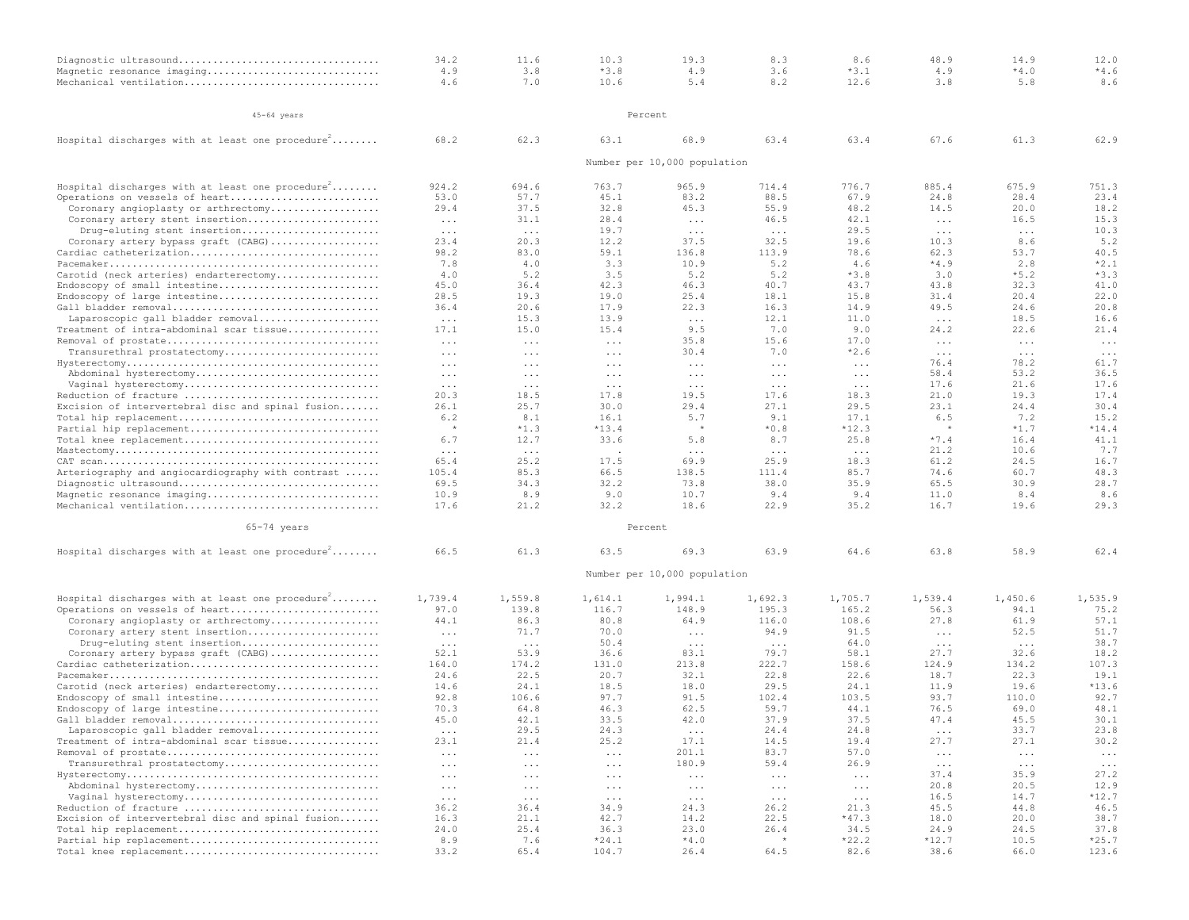| Procedure | | | | | | | | | |
|---|---|---|---|---|---|---|---|---|---|
| Diagnostic ultrasound | 34.2 | 11.6 | 10.3 | 19.3 | 8.3 | 8.6 | 48.9 | 14.9 | 12.0 |
| Magnetic resonance imaging | 4.9 | 3.8 | *3.8 | 4.9 | 3.6 | *3.1 | 4.9 | *4.0 | *4.6 |
| Mechanical ventilation | 4.6 | 7.0 | 10.6 | 5.4 | 8.2 | 12.6 | 3.8 | 5.8 | 8.6 |
| **45-64 years** | | | | Percent | | | | | |
| Hospital discharges with at least one procedure[2] | 68.2 | 62.3 | 63.1 | 68.9 | 63.4 | 63.4 | 67.6 | 61.3 | 62.9 |
| | | | | Number per 10,000 population | | | | | |
| Hospital discharges with at least one procedure[2] | 924.2 | 694.6 | 763.7 | 965.9 | 714.4 | 776.7 | 885.4 | 675.9 | 751.3 |
| Operations on vessels of heart | 53.0 | 57.7 | 45.1 | 83.2 | 88.5 | 67.9 | 24.8 | 28.4 | 23.4 |
| Coronary angioplasty or arthrectomy | 29.4 | 37.5 | 32.8 | 45.3 | 55.9 | 48.2 | 14.5 | 20.0 | 18.2 |
| Coronary artery stent insertion | ... | 31.1 | 28.4 | ... | 46.5 | 42.1 | ... | 16.5 | 15.3 |
| Drug-eluting stent insertion | ... | ... | 19.7 | ... | ... | 29.5 | ... | ... | 10.3 |
| Coronary artery bypass graft (CABG) | 23.4 | 20.3 | 12.2 | 37.5 | 32.5 | 19.6 | 10.3 | 8.6 | 5.2 |
| Cardiac catheterization | 98.2 | 83.0 | 59.1 | 136.8 | 113.9 | 78.6 | 62.3 | 53.7 | 40.5 |
| Pacemaker | 7.8 | 4.0 | 3.3 | 10.9 | 5.2 | 4.6 | *4.9 | 2.8 | *2.1 |
| Carotid (neck arteries) endarterectomy | 4.0 | 5.2 | 3.5 | 5.2 | 5.2 | *3.8 | 3.0 | *5.2 | *3.3 |
| Endoscopy of small intestine | 45.0 | 36.4 | 42.3 | 46.3 | 40.7 | 43.7 | 43.8 | 32.3 | 41.0 |
| Endoscopy of large intestine | 28.5 | 19.3 | 19.0 | 25.4 | 18.1 | 15.8 | 31.4 | 20.4 | 22.0 |
| Gall bladder removal | 36.4 | 20.6 | 17.9 | 22.3 | 16.3 | 14.9 | 49.5 | 24.6 | 20.8 |
| Laparoscopic gall bladder removal | ... | 15.3 | 13.9 | ... | 12.1 | 11.0 | ... | 18.5 | 16.6 |
| Treatment of intra-abdominal scar tissue | 17.1 | 15.0 | 15.4 | 9.5 | 7.0 | 9.0 | 24.2 | 22.6 | 21.4 |
| Removal of prostate | ... | ... | ... | 35.8 | 15.6 | 17.0 | ... | ... | ... |
| Transurethral prostatectomy | ... | ... | ... | 30.4 | 7.0 | *2.6 | ... | ... | ... |
| Hysterectomy | ... | ... | ... | ... | ... | ... | 76.4 | 78.2 | 61.7 |
| Abdominal hysterectomy | ... | ... | ... | ... | ... | ... | 58.4 | 53.2 | 36.5 |
| Vaginal hysterectomy | ... | ... | ... | ... | ... | ... | 17.6 | 21.6 | 17.6 |
| Reduction of fracture | 20.3 | 18.5 | 17.8 | 19.5 | 17.6 | 18.3 | 21.0 | 19.3 | 17.4 |
| Excision of intervertebral disc and spinal fusion | 26.1 | 25.7 | 30.0 | 29.4 | 27.1 | 29.5 | 23.1 | 24.4 | 30.4 |
| Total hip replacement | 6.2 | 8.1 | 16.1 | 5.7 | 9.1 | 17.1 | 6.5 | 7.2 | 15.2 |
| Partial hip replacement | * | *1.3 | *13.4 | * | *0.8 | *12.3 | * | *1.7 | *14.4 |
| Total knee replacement | 6.7 | 12.7 | 33.6 | 5.8 | 8.7 | 25.8 | *7.4 | 16.4 | 41.1 |
| Mastectomy | ... | ... | . | ... | ... | ... | 21.2 | 10.6 | 7.7 |
| CAT scan | 65.4 | 25.2 | 17.5 | 69.9 | 25.9 | 18.3 | 61.2 | 24.5 | 16.7 |
| Arteriography and angiocardiography with contrast | 105.4 | 85.3 | 66.5 | 138.5 | 111.4 | 85.7 | 74.6 | 60.7 | 48.3 |
| Diagnostic ultrasound | 69.5 | 34.3 | 32.2 | 73.8 | 38.0 | 35.9 | 65.5 | 30.9 | 28.7 |
| Magnetic resonance imaging | 10.9 | 8.9 | 9.0 | 10.7 | 9.4 | 9.4 | 11.0 | 8.4 | 8.6 |
| Mechanical ventilation | 17.6 | 21.2 | 32.2 | 18.6 | 22.9 | 35.2 | 16.7 | 19.6 | 29.3 |
| **65-74 years** | | | | Percent | | | | | |
| Hospital discharges with at least one procedure[2] | 66.5 | 61.3 | 63.5 | 69.3 | 63.9 | 64.6 | 63.8 | 58.9 | 62.4 |
| | | | | Number per 10,000 population | | | | | |
| Hospital discharges with at least one procedure[2] | 1,739.4 | 1,559.8 | 1,614.1 | 1,994.1 | 1,692.3 | 1,705.7 | 1,539.4 | 1,450.6 | 1,535.9 |
| Operations on vessels of heart | 97.0 | 139.8 | 116.7 | 148.9 | 195.3 | 165.2 | 56.3 | 94.1 | 75.2 |
| Coronary angioplasty or arthrectomy | 44.1 | 86.3 | 80.8 | 64.9 | 116.0 | 108.6 | 27.8 | 61.9 | 57.1 |
| Coronary artery stent insertion | ... | 71.7 | 70.0 | ... | 94.9 | 91.5 | ... | 52.5 | 51.7 |
| Drug-eluting stent insertion | ... | ... | 50.4 | ... | ... | 64.0 | ... | ... | 38.7 |
| Coronary artery bypass graft (CABG) | 52.1 | 53.9 | 36.6 | 83.1 | 79.7 | 58.1 | 27.7 | 32.6 | 18.2 |
| Cardiac catheterization | 164.0 | 174.2 | 131.0 | 213.8 | 222.7 | 158.6 | 124.9 | 134.2 | 107.3 |
| Pacemaker | 24.6 | 22.5 | 20.7 | 32.1 | 22.8 | 22.6 | 18.7 | 22.3 | 19.1 |
| Carotid (neck arteries) endarterectomy | 14.6 | 24.1 | 18.5 | 18.0 | 29.5 | 24.1 | 11.9 | 19.6 | *13.6 |
| Endoscopy of small intestine | 92.8 | 106.6 | 97.7 | 91.5 | 102.4 | 103.5 | 93.7 | 110.0 | 92.7 |
| Endoscopy of large intestine | 70.3 | 64.8 | 46.3 | 62.5 | 59.7 | 44.1 | 76.5 | 69.0 | 48.1 |
| Gall bladder removal | 45.0 | 42.1 | 33.5 | 42.0 | 37.9 | 37.5 | 47.4 | 45.5 | 30.1 |
| Laparoscopic gall bladder removal | ... | 29.5 | 24.3 | ... | 24.4 | 24.8 | ... | 33.7 | 23.8 |
| Treatment of intra-abdominal scar tissue | 23.1 | 21.4 | 25.2 | 17.1 | 14.5 | 19.4 | 27.7 | 27.1 | 30.2 |
| Removal of prostate | ... | ... | ... | 201.1 | 83.7 | 57.0 | ... | ... | ... |
| Transurethral prostatectomy | ... | ... | ... | 180.9 | 59.4 | 26.9 | ... | ... | ... |
| Hysterectomy | ... | ... | ... | ... | ... | ... | 37.4 | 35.9 | 27.2 |
| Abdominal hysterectomy | ... | ... | ... | ... | ... | ... | 20.8 | 20.5 | 12.9 |
| Vaginal hysterectomy | ... | ... | ... | ... | ... | ... | 16.5 | 14.7 | *12.7 |
| Reduction of fracture | 36.2 | 36.4 | 34.9 | 24.3 | 26.2 | 21.3 | 45.5 | 44.8 | 46.5 |
| Excision of intervertebral disc and spinal fusion | 16.3 | 21.1 | 42.7 | 14.2 | 22.5 | *47.3 | 18.0 | 20.0 | 38.7 |
| Total hip replacement | 24.0 | 25.4 | 36.3 | 23.0 | 26.4 | 34.5 | 24.9 | 24.5 | 37.8 |
| Partial hip replacement | 8.9 | 7.6 | *24.1 | *4.0 | * | *22.2 | *12.7 | 10.5 | *25.7 |
| Total knee replacement | 33.2 | 65.4 | 104.7 | 26.4 | 64.5 | 82.6 | 38.6 | 66.0 | 123.6 |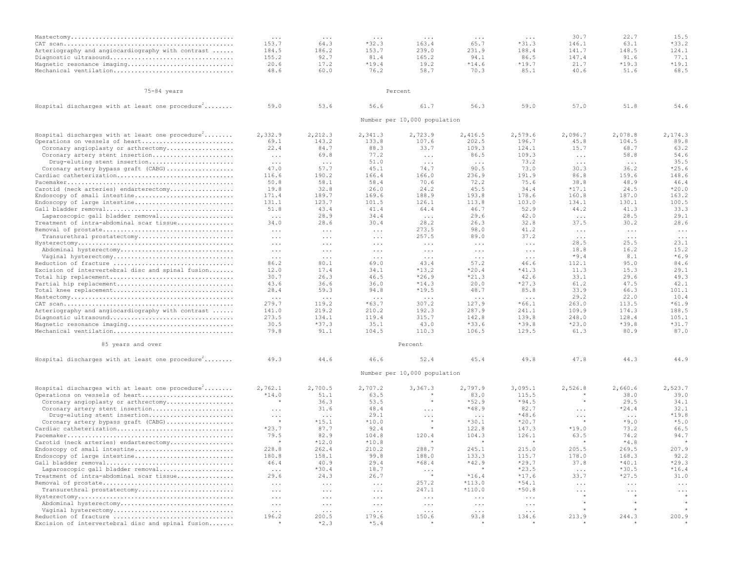| | | | | | | | | | |
|---|---|---|---|---|---|---|---|---|---|
| Mastectomy | ... | ... | ... | ... | ... | ... | 30.7 | 22.7 | 15.5 |
| CAT scan | 153.7 | 64.3 | *32.3 | 163.4 | 65.7 | *31.3 | 146.1 | 63.1 | *33.2 |
| Arteriography and angiocardiography with contrast | 184.5 | 186.2 | 153.7 | 239.0 | 231.9 | 188.4 | 141.7 | 148.5 | 124.1 |
| Diagnostic ultrasound | 155.2 | 92.7 | 81.4 | 165.2 | 94.1 | 86.5 | 147.4 | 91.6 | 77.1 |
| Magnetic resonance imaging | 20.6 | 17.2 | *19.4 | 19.2 | *14.6 | *19.7 | 21.7 | *19.3 | *19.1 |
| Mechanical ventilation | 48.6 | 60.0 | 76.2 | 58.7 | 70.3 | 85.1 | 40.6 | 51.6 | 68.5 |
| **75-84 years** | | | | | Percent | | | | |
| Hospital discharges with at least one procedure[2] | 59.0 | 53.6 | 56.6 | 61.7 | 56.3 | 59.0 | 57.0 | 51.8 | 54.6 |
| | | | | | Number per 10,000 population | | | | |
| Hospital discharges with at least one procedure[2] | 2,332.9 | 2,212.3 | 2,341.3 | 2,723.9 | 2,416.5 | 2,579.6 | 2,096.7 | 2,078.8 | 2,174.3 |
| Operations on vessels of heart | 69.1 | 143.2 | 133.8 | 107.6 | 202.5 | 196.7 | 45.8 | 104.5 | 89.8 |
| Coronary angioplasty or arthrectomy | 22.4 | 84.7 | 88.3 | 33.7 | 109.3 | 124.1 | 15.7 | 68.7 | 63.2 |
| Coronary artery stent insertion | ... | 69.8 | 77.2 | ... | 86.5 | 109.3 | ... | 58.8 | 54.6 |
| Drug-eluting stent insertion | ... | ... | 51.0 | ... | ... | 73.2 | ... | ... | 35.5 |
| Coronary artery bypass graft (CABG) | 47.0 | 57.7 | 45.1 | 74.7 | 90.5 | 73.0 | 30.3 | 36.2 | *25.6 |
| Cardiac catheterization | 116.6 | 190.2 | 166.4 | 166.0 | 236.9 | 191.9 | 86.8 | 159.6 | 148.6 |
| Pacemaker | 50.8 | 58.1 | 58.4 | 70.6 | 72.2 | 75.6 | 38.8 | 48.9 | 46.4 |
| Carotid (neck arteries) endarterectomy | 19.8 | 32.8 | 26.0 | 24.2 | 45.5 | 34.4 | *17.1 | 24.5 | *20.0 |
| Endoscopy of small intestine | 171.4 | 189.7 | 169.6 | 188.9 | 193.8 | 178.6 | 160.8 | 187.0 | 163.2 |
| Endoscopy of large intestine | 131.1 | 123.7 | 101.5 | 126.1 | 113.8 | 103.0 | 134.1 | 130.1 | 100.5 |
| Gall bladder removal | 51.8 | 43.4 | 41.4 | 64.4 | 46.7 | 52.9 | 44.2 | 41.3 | 33.3 |
| Laparoscopic gall bladder removal | ... | 28.9 | 34.4 | ... | 29.6 | 42.0 | ... | 28.5 | 29.1 |
| Treatment of intra-abdominal scar tissue | 34.0 | 28.6 | 30.4 | 28.2 | 26.3 | 32.8 | 37.5 | 30.2 | 28.6 |
| Removal of prostate | ... | ... | ... | 273.5 | 98.0 | 41.2 | ... | ... | ... |
| Transurethral prostatectomy | ... | ... | ... | 257.5 | 89.0 | 37.2 | ... | ... | ... |
| Hysterectomy | ... | ... | ... | ... | ... | ... | 28.5 | 25.5 | 23.1 |
| Abdominal hysterectomy | ... | ... | ... | ... | ... | ... | 18.8 | 16.2 | 15.2 |
| Vaginal hysterectomy | ... | ... | ... | ... | ... | ... | *9.4 | 8.1 | *6.9 |
| Reduction of fracture | 86.2 | 80.1 | 69.0 | 43.4 | 57.2 | 46.6 | 112.1 | 95.0 | 84.6 |
| Excision of intervertebral disc and spinal fusion | 12.0 | 17.4 | 34.1 | *13.2 | *20.4 | *41.3 | 11.3 | 15.3 | 29.1 |
| Total hip replacement | 30.7 | 26.3 | 46.5 | *26.9 | *21.3 | 42.6 | 33.1 | 29.6 | 49.3 |
| Partial hip replacement | 43.6 | 36.6 | 36.0 | *14.3 | 20.0 | *27.3 | 61.2 | 47.5 | 42.1 |
| Total knee replacement | 28.4 | 59.3 | 94.8 | *19.5 | 48.7 | 85.8 | 33.9 | 66.3 | 101.1 |
| Mastectomy | ... | ... | ... | ... | ... | ... | 29.2 | 22.0 | 10.4 |
| CAT scan | 279.7 | 119.2 | *63.7 | 307.2 | 127.9 | *66.1 | 263.0 | 113.5 | *61.9 |
| Arteriography and angiocardiography with contrast | 141.0 | 219.2 | 210.2 | 192.3 | 287.9 | 241.1 | 109.9 | 174.3 | 188.5 |
| Diagnostic ultrasound | 273.5 | 134.1 | 119.4 | 315.7 | 142.8 | 139.8 | 248.0 | 128.4 | 105.1 |
| Magnetic resonance imaging | 30.5 | *37.3 | 35.1 | 43.0 | *33.6 | *39.8 | *23.0 | *39.8 | *31.7 |
| Mechanical ventilation | 79.8 | 91.1 | 104.5 | 110.3 | 106.5 | 129.5 | 61.3 | 80.9 | 87.0 |
| **85 years and over** | | | | | Percent | | | | |
| Hospital discharges with at least one procedure[2] | 49.3 | 44.6 | 46.6 | 52.4 | 45.4 | 49.8 | 47.8 | 44.3 | 44.9 |
| | | | | | Number per 10,000 population | | | | |
| Hospital discharges with at least one procedure[2] | 2,762.1 | 2,700.5 | 2,707.2 | 3,367.3 | 2,797.9 | 3,095.1 | 2,526.8 | 2,660.6 | 2,523.7 |
| Operations on vessels of heart | *14.0 | 51.1 | 63.5 | * | 83.0 | 115.5 | * | 38.0 | 39.0 |
| Coronary angioplasty or arthrectomy | * | 36.3 | 53.5 | * | *52.9 | *94.5 | * | 29.5 | 34.1 |
| Coronary artery stent insertion | ... | 31.6 | 48.4 | ... | *48.9 | 82.7 | ... | *24.4 | 32.1 |
| Drug-eluting stent insertion | ... | ... | 29.1 | ... | ... | *48.6 | ... | ... | *19.8 |
| Coronary artery bypass graft (CABG) | * | *15.1 | *10.0 | * | *30.1 | *20.7 | * | *9.0 | *5.0 |
| Cardiac catheterization | *23.7 | 87.7 | 92.4 | * | 122.8 | 147.3 | *19.0 | 73.2 | 66.5 |
| Pacemaker | 79.5 | 82.9 | 104.8 | 120.4 | 104.3 | 126.1 | 63.5 | 74.2 | 94.7 |
| Carotid (neck arteries) endarterectomy | * | *12.0 | *10.8 | * | * | * | * | *4.8 | * |
| Endoscopy of small intestine | 228.8 | 262.4 | 210.2 | 288.7 | 245.1 | 215.0 | 205.5 | 269.5 | 207.9 |
| Endoscopy of large intestine | 180.8 | 158.1 | 99.8 | 188.0 | 133.3 | 115.7 | 178.0 | 168.3 | 92.2 |
| Gall bladder removal | 46.4 | 40.9 | 29.4 | *68.4 | *42.9 | *29.7 | 37.8 | *40.1 | *29.3 |
| Laparoscopic gall bladder removal | ... | *30.4 | 18.7 | ... | * | *23.5 | ... | *30.5 | *16.4 |
| Treatment of intra-abdominal scar tissue | 29.6 | 24.3 | 26.7 | * | *16.4 | *17.6 | 33.7 | *27.5 | 31.0 |
| Removal of prostate | ... | ... | ... | 257.2 | *113.0 | *54.1 | ... | ... | ... |
| Transurethral prostatectomy | ... | ... | ... | 247.1 | *110.0 | *50.8 | ... | ... | ... |
| Hysterectomy | ... | ... | ... | ... | ... | ... | * | * | * |
| Abdominal hysterectomy | ... | ... | ... | ... | ... | ... | * | * | * |
| Vaginal hysterectomy | ... | ... | ... | ... | ... | ... | * | * | * |
| Reduction of fracture | 196.2 | 200.5 | 179.6 | 150.6 | 93.8 | 134.6 | 213.9 | 244.3 | 200.9 |
| Excision of intervertebral disc and spinal fusion | * | *2.3 | *5.4 | * | * | * | * | * | * |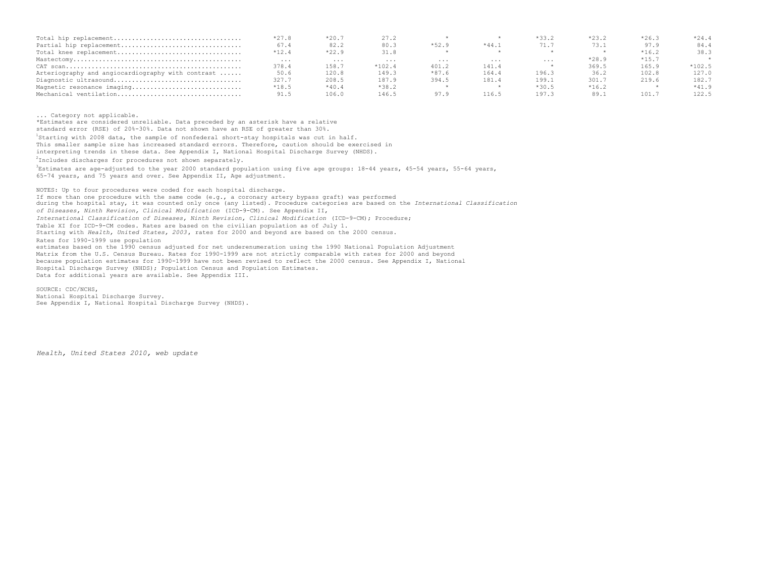| | | | | | | | | | |
|---|---|---|---|---|---|---|---|---|---|
| Total hip replacement.................................. | *27.8 | *20.7 | 27.2 | * | * | *33.2 | *23.2 | *26.3 | *24.4 |
| Partial hip replacement................................ | 67.4 | 82.2 | 80.3 | *52.9 | *44.1 | 71.7 | 73.1 | 97.9 | 84.4 |
| Total knee replacement................................. | *12.4 | *22.9 | 31.8 | * | * | * | * | *16.2 | 38.3 |
| Mastectomy............................................. | ... | ... | ... | ... | ... | ... | *28.9 | *15.7 | * |
| CAT scan............................................... | 378.4 | 158.7 | *102.4 | 401.2 | 141.4 | * | 369.5 | 165.9 | *102.5 |
| Arteriography and angiocardiography with contrast ...... | 50.6 | 120.8 | 149.3 | *87.6 | 164.4 | 196.3 | 36.2 | 102.8 | 127.0 |
| Diagnostic ultrasound.................................. | 327.7 | 208.5 | 187.9 | 394.5 | 181.4 | 199.1 | 301.7 | 219.6 | 182.7 |
| Magnetic resonance imaging............................. | *18.5 | *40.4 | *38.2 | * | * | *30.5 | *16.2 | * | *41.9 |
| Mechanical ventilation................................. | 91.5 | 106.0 | 146.5 | 97.9 | 116.5 | 197.3 | 89.1 | 101.7 | 122.5 |

... Category not applicable.

*Estimates are considered unreliable. Data preceded by an asterisk have a relative standard error (RSE) of 20%-30%. Data not shown have an RSE of greater than 30%.

[1]Starting with 2008 data, the sample of nonfederal short-stay hospitals was cut in half. This smaller sample size has increased standard errors. Therefore, caution should be exercised in interpreting trends in these data. See Appendix I, National Hospital Discharge Survey (NHDS).

[2]Includes discharges for procedures not shown separately.

[3]Estimates are age-adjusted to the year 2000 standard population using five age groups: 18-44 years, 45-54 years, 55-64 years, 65-74 years, and 75 years and over. See Appendix II, Age adjustment.

NOTES: Up to four procedures were coded for each hospital discharge. If more than one procedure with the same code (e.g., a coronary artery bypass graft) was performed during the hospital stay, it was counted only once (any listed). Procedure categories are based on the *International Classification of Diseases, Ninth Revision, Clinical Modification* (ICD-9-CM). See Appendix II, *International Classification of Diseases, Ninth Revision, Clinical Modification* (ICD-9-CM); Procedure; Table XI for ICD-9-CM codes. Rates are based on the civilian population as of July 1. Starting with *Health, United States, 2003*, rates for 2000 and beyond are based on the 2000 census. Rates for 1990-1999 use population estimates based on the 1990 census adjusted for net underenumeration using the 1990 National Population Adjustment Matrix from the U.S. Census Bureau. Rates for 1990-1999 are not strictly comparable with rates for 2000 and beyond because population estimates for 1990-1999 have not been revised to reflect the 2000 census. See Appendix I, National Hospital Discharge Survey (NHDS); Population Census and Population Estimates. Data for additional years are available. See Appendix III.

SOURCE: CDC/NCHS, National Hospital Discharge Survey. See Appendix I, National Hospital Discharge Survey (NHDS).

*Health, United States 2010, web update*